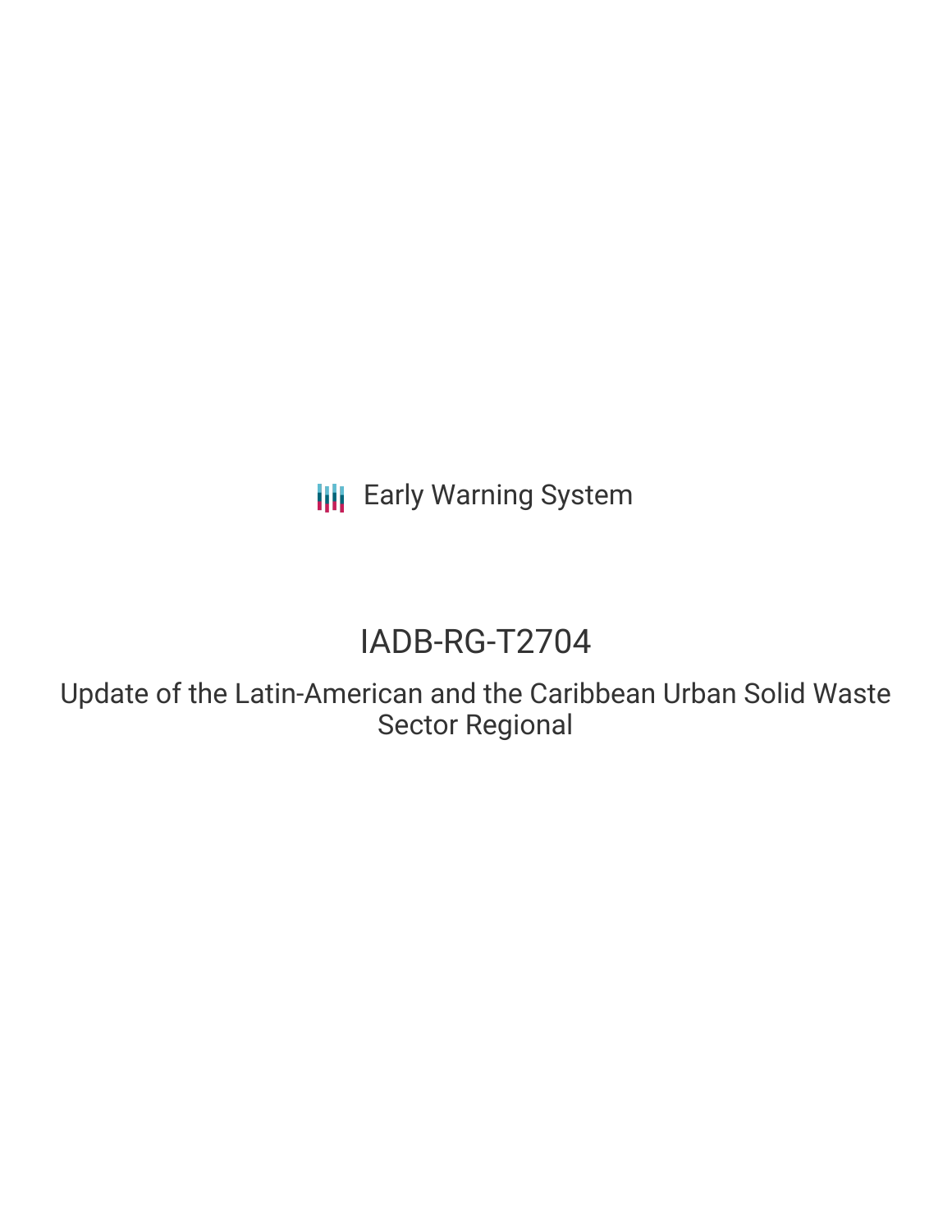Early Warning System

# IADB-RG-T2704

## Update of the Latin-American and the Caribbean Urban Solid Waste Sector Regional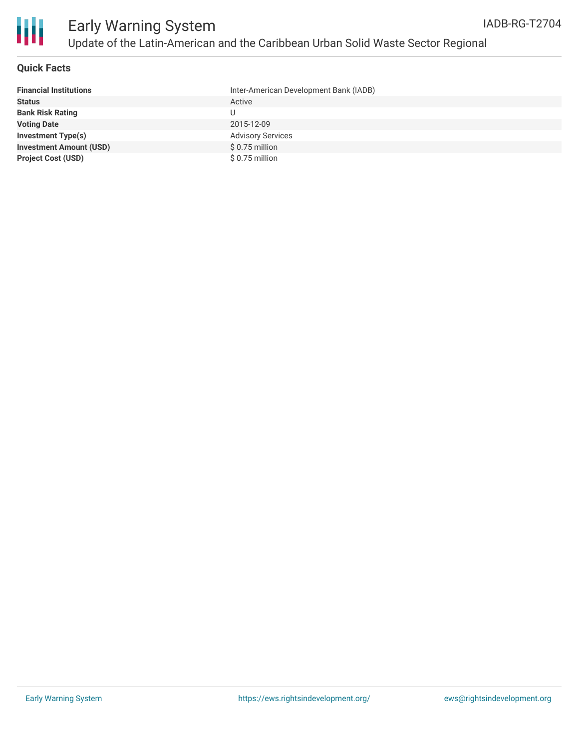## Quick Facts

| | |
|---|---|
| **Financial Institutions** | Inter-American Development Bank (IADB) |
| **Status** | Active |
| **Bank Risk Rating** | U |
| **Voting Date** | 2015-12-09 |
| **Investment Type(s)** | Advisory Services |
| **Investment Amount (USD)** | $ 0.75 million |
| **Project Cost (USD)** | $ 0.75 million |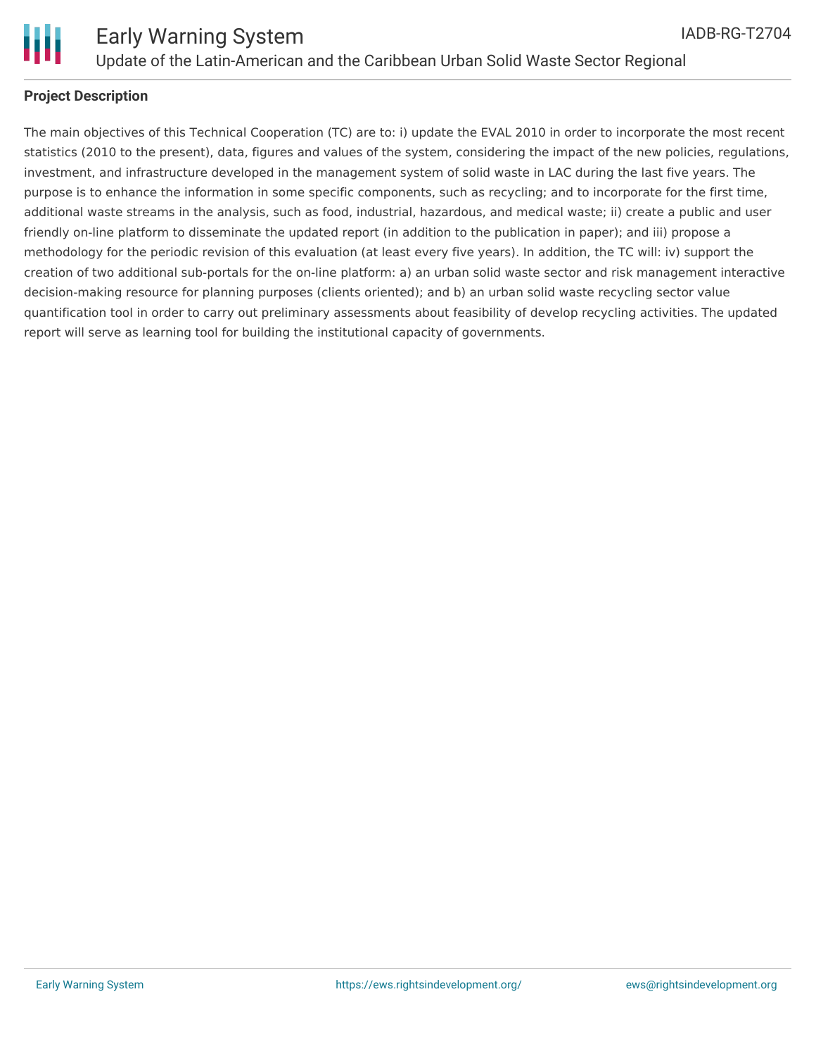## Project Description

The main objectives of this Technical Cooperation (TC) are to: i) update the EVAL 2010 in order to incorporate the most recent statistics (2010 to the present), data, figures and values of the system, considering the impact of the new policies, regulations, investment, and infrastructure developed in the management system of solid waste in LAC during the last five years. The purpose is to enhance the information in some specific components, such as recycling; and to incorporate for the first time, additional waste streams in the analysis, such as food, industrial, hazardous, and medical waste; ii) create a public and user friendly on-line platform to disseminate the updated report (in addition to the publication in paper); and iii) propose a methodology for the periodic revision of this evaluation (at least every five years). In addition, the TC will: iv) support the creation of two additional sub-portals for the on-line platform: a) an urban solid waste sector and risk management interactive decision-making resource for planning purposes (clients oriented); and b) an urban solid waste recycling sector value quantification tool in order to carry out preliminary assessments about feasibility of develop recycling activities. The updated report will serve as learning tool for building the institutional capacity of governments.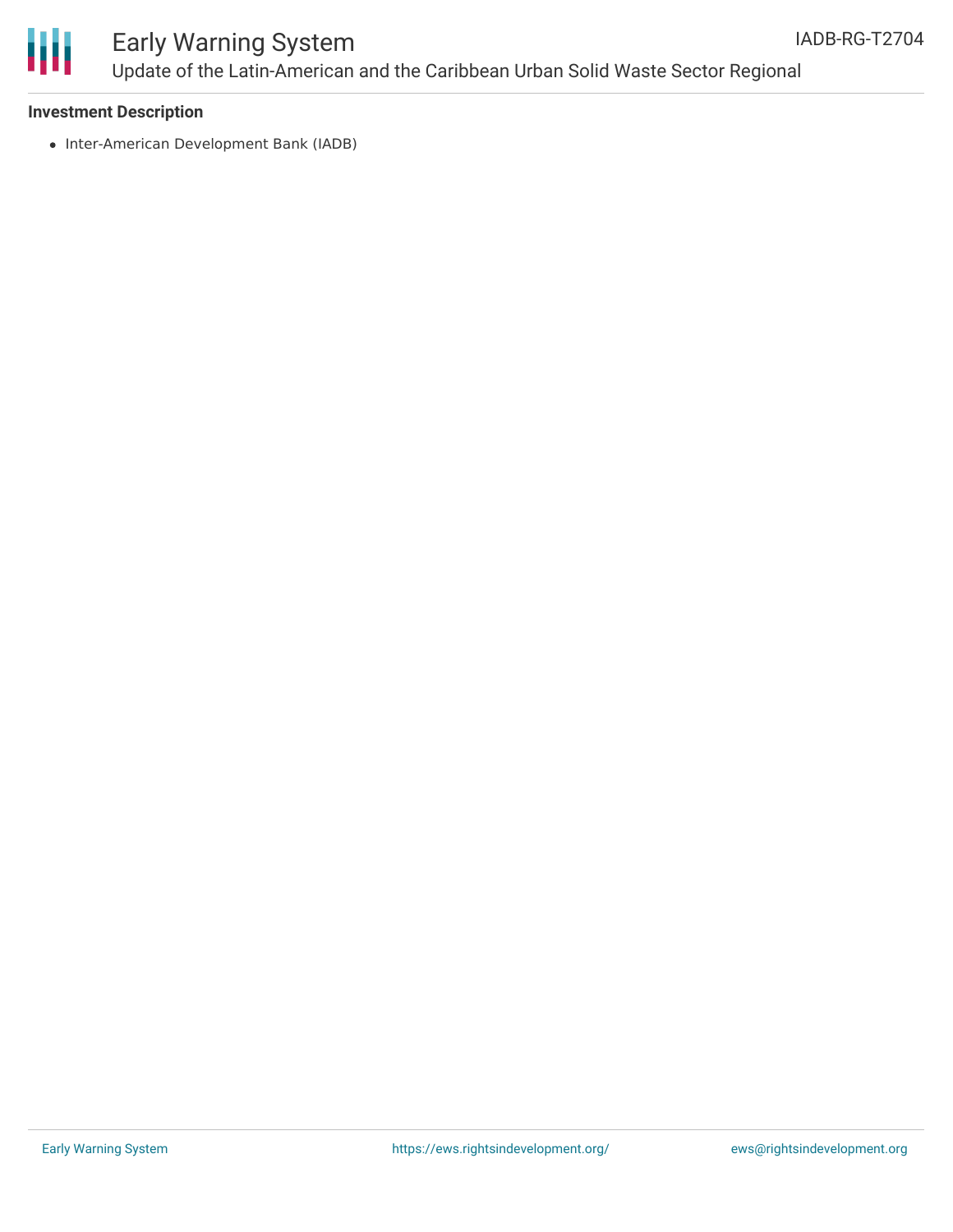### Investment Description

- Inter-American Development Bank (IADB)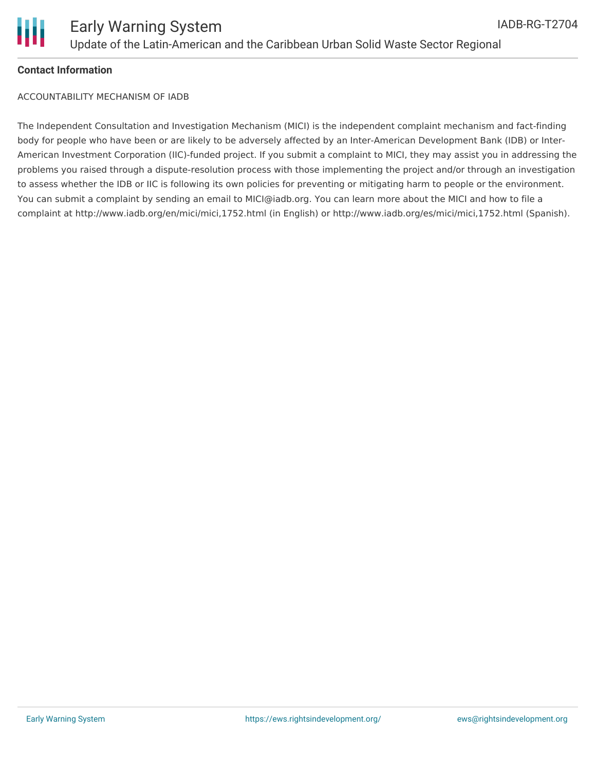#### Contact Information

ACCOUNTABILITY MECHANISM OF IADB

The Independent Consultation and Investigation Mechanism (MICI) is the independent complaint mechanism and fact-finding body for people who have been or are likely to be adversely affected by an Inter-American Development Bank (IDB) or Inter-American Investment Corporation (IIC)-funded project. If you submit a complaint to MICI, they may assist you in addressing the problems you raised through a dispute-resolution process with those implementing the project and/or through an investigation to assess whether the IDB or IIC is following its own policies for preventing or mitigating harm to people or the environment. You can submit a complaint by sending an email to MICI@iadb.org. You can learn more about the MICI and how to file a complaint at http://www.iadb.org/en/mici/mici,1752.html (in English) or http://www.iadb.org/es/mici/mici,1752.html (Spanish).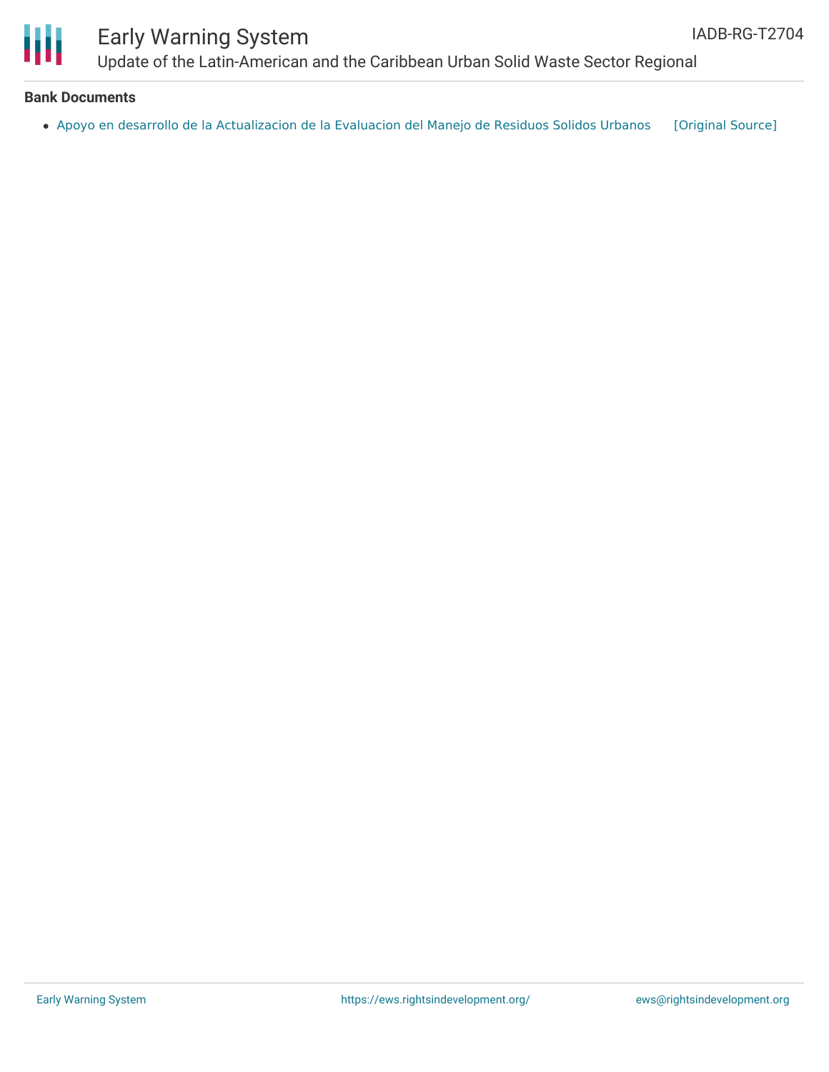**Bank Documents**

- Apoyo en desarrollo de la Actualizacion de la Evaluacion del Manejo de Residuos Solidos Urbanos [Original Source]